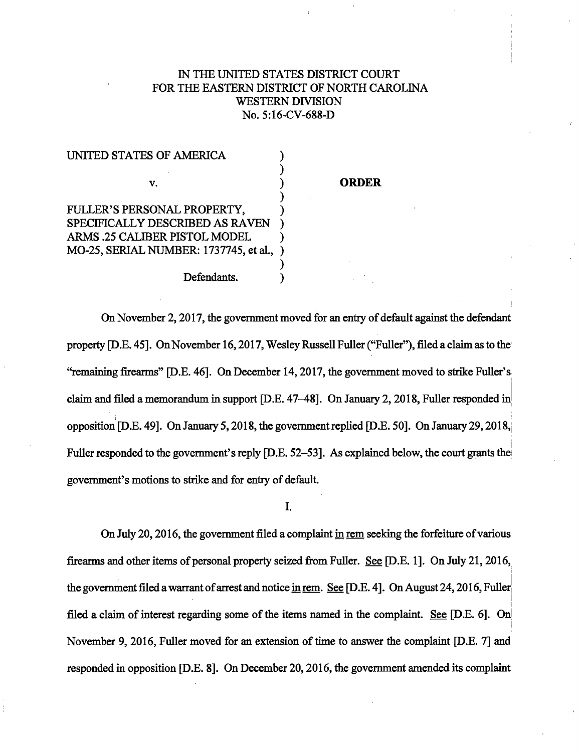IN THE UNITED STATES DISTRICT COURT
FOR THE EASTERN DISTRICT OF NORTH CAROLINA
WESTERN DIVISION
No. 5:16-CV-688-D

UNITED STATES OF AMERICA )
)
v. ) **ORDER**
)
FULLER'S PERSONAL PROPERTY, )
SPECIFICALLY DESCRIBED AS RAVEN )
ARMS .25 CALIBER PISTOL MODEL )
MO-25, SERIAL NUMBER: 1737745, et al., )
)
Defendants. )

On November 2, 2017, the government moved for an entry of default against the defendant property [D.E. 45]. On November 16, 2017, Wesley Russell Fuller ("Fuller"), filed a claim as to the "remaining firearms" [D.E. 46]. On December 14, 2017, the government moved to strike Fuller's claim and filed a memorandum in support [D.E. 47–48]. On January 2, 2018, Fuller responded in opposition [D.E. 49]. On January 5, 2018, the government replied [D.E. 50]. On January 29, 2018, Fuller responded to the government's reply [D.E. 52–53]. As explained below, the court grants the government's motions to strike and for entry of default.

I.

On July 20, 2016, the government filed a complaint in rem seeking the forfeiture of various firearms and other items of personal property seized from Fuller. See [D.E. 1]. On July 21, 2016, the government filed a warrant of arrest and notice in rem. See [D.E. 4]. On August 24, 2016, Fuller filed a claim of interest regarding some of the items named in the complaint. See [D.E. 6]. On November 9, 2016, Fuller moved for an extension of time to answer the complaint [D.E. 7] and responded in opposition [D.E. 8]. On December 20, 2016, the government amended its complaint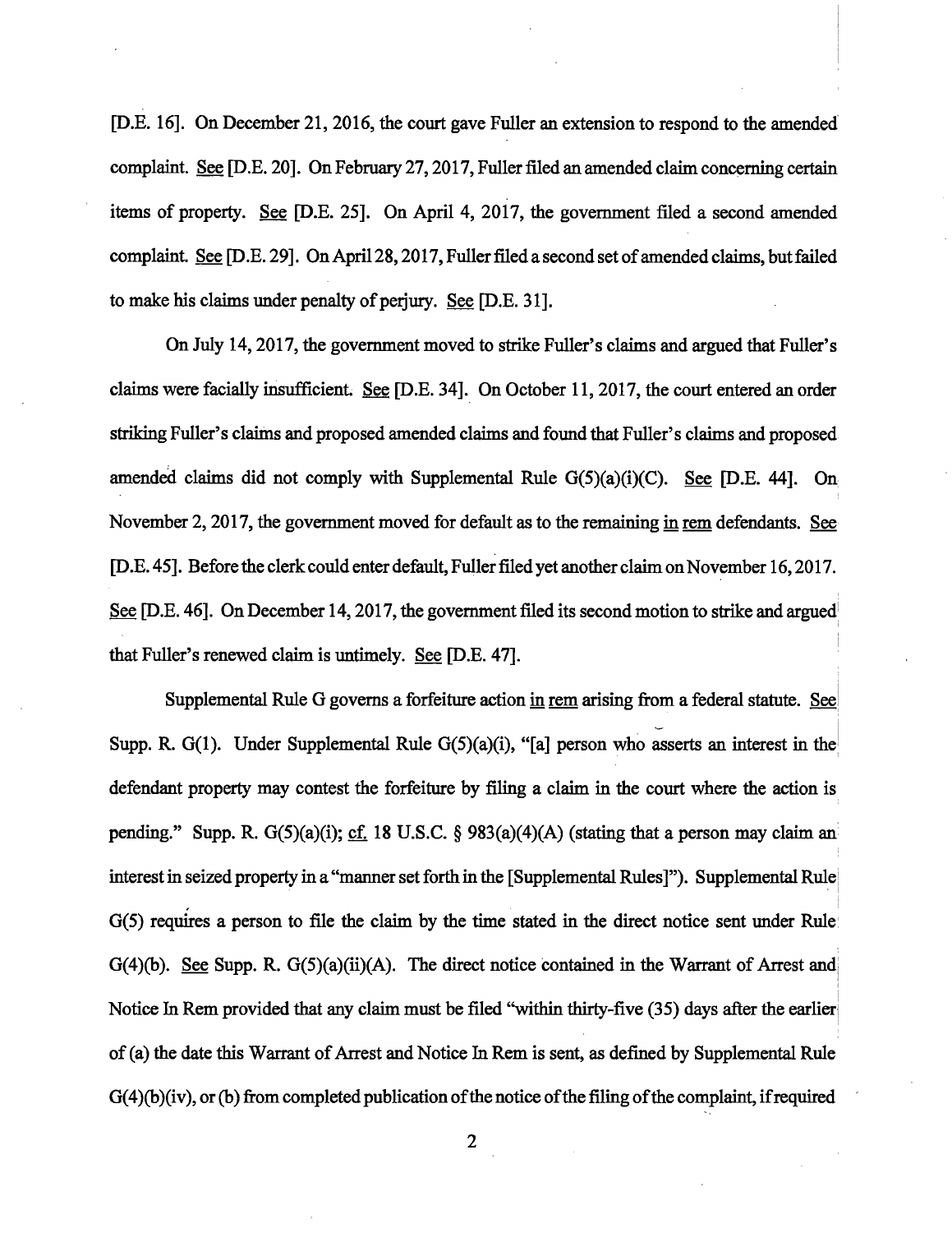[D.E. 16]. On December 21, 2016, the court gave Fuller an extension to respond to the amended complaint. See [D.E. 20]. On February 27, 2017, Fuller filed an amended claim concerning certain items of property. See [D.E. 25]. On April 4, 2017, the government filed a second amended complaint. See [D.E. 29]. On April 28, 2017, Fuller filed a second set of amended claims, but failed to make his claims under penalty of perjury. See [D.E. 31].

On July 14, 2017, the government moved to strike Fuller's claims and argued that Fuller's claims were facially insufficient. See [D.E. 34]. On October 11, 2017, the court entered an order striking Fuller's claims and proposed amended claims and found that Fuller's claims and proposed amended claims did not comply with Supplemental Rule G(5)(a)(i)(C). See [D.E. 44]. On November 2, 2017, the government moved for default as to the remaining in rem defendants. See [D.E. 45]. Before the clerk could enter default, Fuller filed yet another claim on November 16, 2017. See [D.E. 46]. On December 14, 2017, the government filed its second motion to strike and argued that Fuller's renewed claim is untimely. See [D.E. 47].

Supplemental Rule G governs a forfeiture action in rem arising from a federal statute. See Supp. R. G(1). Under Supplemental Rule G(5)(a)(i), "[a] person who asserts an interest in the defendant property may contest the forfeiture by filing a claim in the court where the action is pending." Supp. R. G(5)(a)(i); cf. 18 U.S.C. § 983(a)(4)(A) (stating that a person may claim an interest in seized property in a "manner set forth in the [Supplemental Rules]"). Supplemental Rule G(5) requires a person to file the claim by the time stated in the direct notice sent under Rule G(4)(b). See Supp. R. G(5)(a)(ii)(A). The direct notice contained in the Warrant of Arrest and Notice In Rem provided that any claim must be filed "within thirty-five (35) days after the earlier of (a) the date this Warrant of Arrest and Notice In Rem is sent, as defined by Supplemental Rule G(4)(b)(iv), or (b) from completed publication of the notice of the filing of the complaint, if required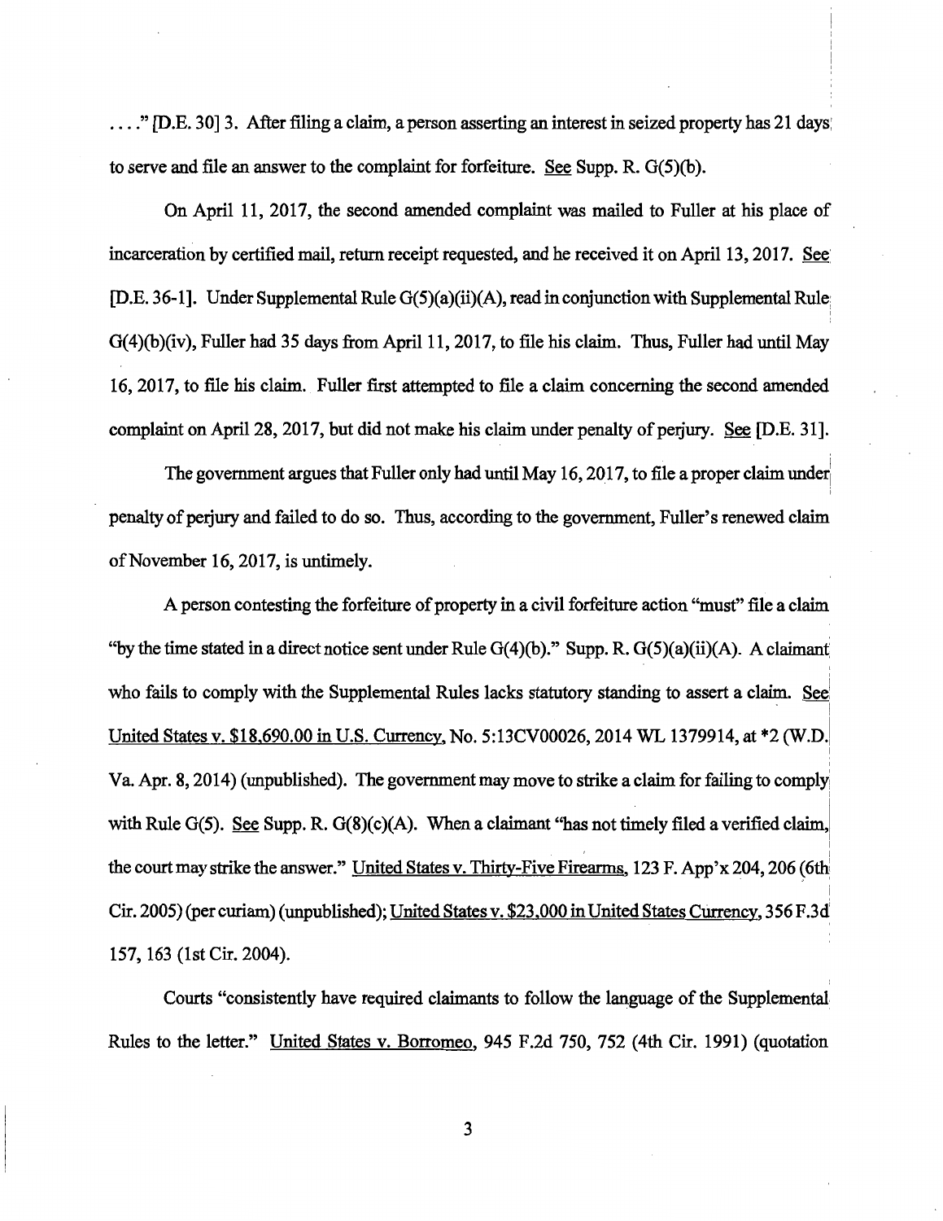. . . ." [D.E. 30] 3. After filing a claim, a person asserting an interest in seized property has 21 days to serve and file an answer to the complaint for forfeiture. See Supp. R. G(5)(b).

On April 11, 2017, the second amended complaint was mailed to Fuller at his place of incarceration by certified mail, return receipt requested, and he received it on April 13, 2017. See [D.E. 36-1]. Under Supplemental Rule G(5)(a)(ii)(A), read in conjunction with Supplemental Rule G(4)(b)(iv), Fuller had 35 days from April 11, 2017, to file his claim. Thus, Fuller had until May 16, 2017, to file his claim. Fuller first attempted to file a claim concerning the second amended complaint on April 28, 2017, but did not make his claim under penalty of perjury. See [D.E. 31].

The government argues that Fuller only had until May 16, 2017, to file a proper claim under penalty of perjury and failed to do so. Thus, according to the government, Fuller's renewed claim of November 16, 2017, is untimely.

A person contesting the forfeiture of property in a civil forfeiture action "must" file a claim "by the time stated in a direct notice sent under Rule G(4)(b)." Supp. R. G(5)(a)(ii)(A). A claimant who fails to comply with the Supplemental Rules lacks statutory standing to assert a claim. See United States v. $18,690.00 in U.S. Currency, No. 5:13CV00026, 2014 WL 1379914, at *2 (W.D. Va. Apr. 8, 2014) (unpublished). The government may move to strike a claim for failing to comply with Rule G(5). See Supp. R. G(8)(c)(A). When a claimant "has not timely filed a verified claim, the court may strike the answer." United States v. Thirty-Five Firearms, 123 F. App'x 204, 206 (6th Cir. 2005) (per curiam) (unpublished); United States v. $23,000 in United States Currency, 356 F.3d 157, 163 (1st Cir. 2004).

Courts "consistently have required claimants to follow the language of the Supplemental Rules to the letter." United States v. Borromeo, 945 F.2d 750, 752 (4th Cir. 1991) (quotation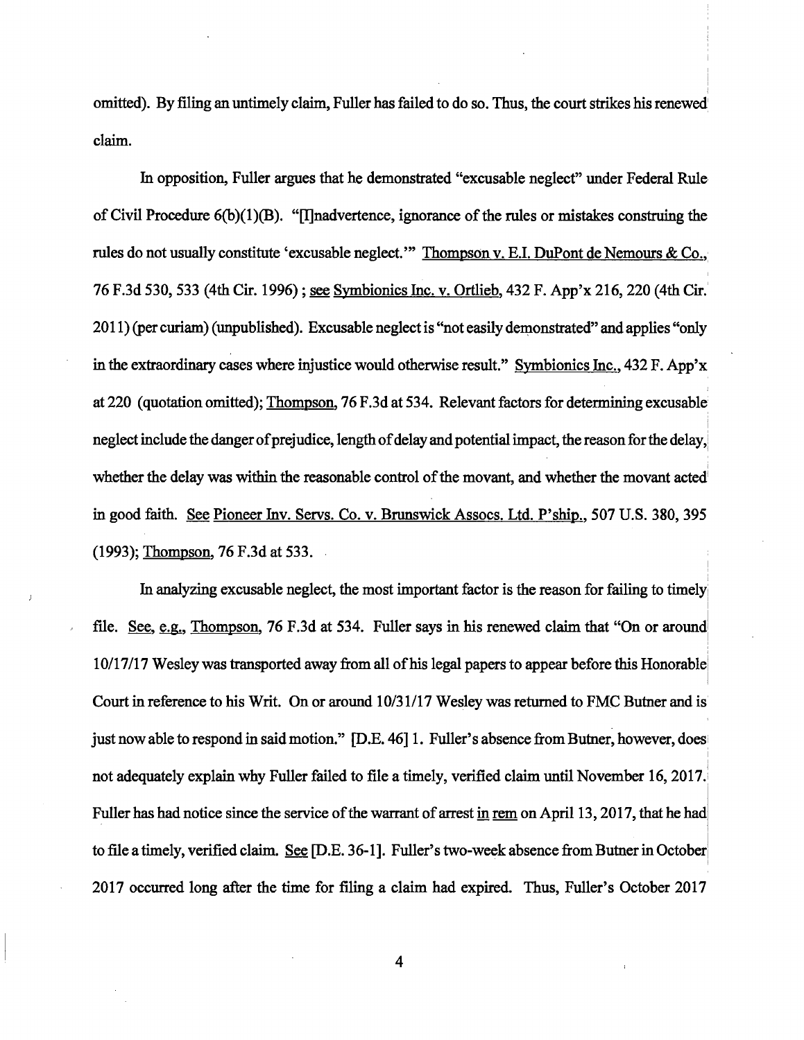omitted). By filing an untimely claim, Fuller has failed to do so. Thus, the court strikes his renewed claim.

In opposition, Fuller argues that he demonstrated "excusable neglect" under Federal Rule of Civil Procedure 6(b)(1)(B). "[I]nadvertence, ignorance of the rules or mistakes construing the rules do not usually constitute 'excusable neglect.'" Thompson v. E.I. DuPont de Nemours & Co., 76 F.3d 530, 533 (4th Cir. 1996) ; see Symbionics Inc. v. Ortlieb, 432 F. App'x 216, 220 (4th Cir. 2011) (per curiam) (unpublished). Excusable neglect is "not easily demonstrated" and applies "only in the extraordinary cases where injustice would otherwise result." Symbionics Inc., 432 F. App'x at 220 (quotation omitted); Thompson, 76 F.3d at 534. Relevant factors for determining excusable neglect include the danger of prejudice, length of delay and potential impact, the reason for the delay, whether the delay was within the reasonable control of the movant, and whether the movant acted in good faith. See Pioneer Inv. Servs. Co. v. Brunswick Assocs. Ltd. P'ship., 507 U.S. 380, 395 (1993); Thompson, 76 F.3d at 533.

In analyzing excusable neglect, the most important factor is the reason for failing to timely file. See, e.g., Thompson, 76 F.3d at 534. Fuller says in his renewed claim that "On or around 10/17/17 Wesley was transported away from all of his legal papers to appear before this Honorable Court in reference to his Writ. On or around 10/31/17 Wesley was returned to FMC Butner and is just now able to respond in said motion." [D.E. 46] 1. Fuller's absence from Butner, however, does not adequately explain why Fuller failed to file a timely, verified claim until November 16, 2017. Fuller has had notice since the service of the warrant of arrest in rem on April 13, 2017, that he had to file a timely, verified claim. See [D.E. 36-1]. Fuller's two-week absence from Butner in October 2017 occurred long after the time for filing a claim had expired. Thus, Fuller's October 2017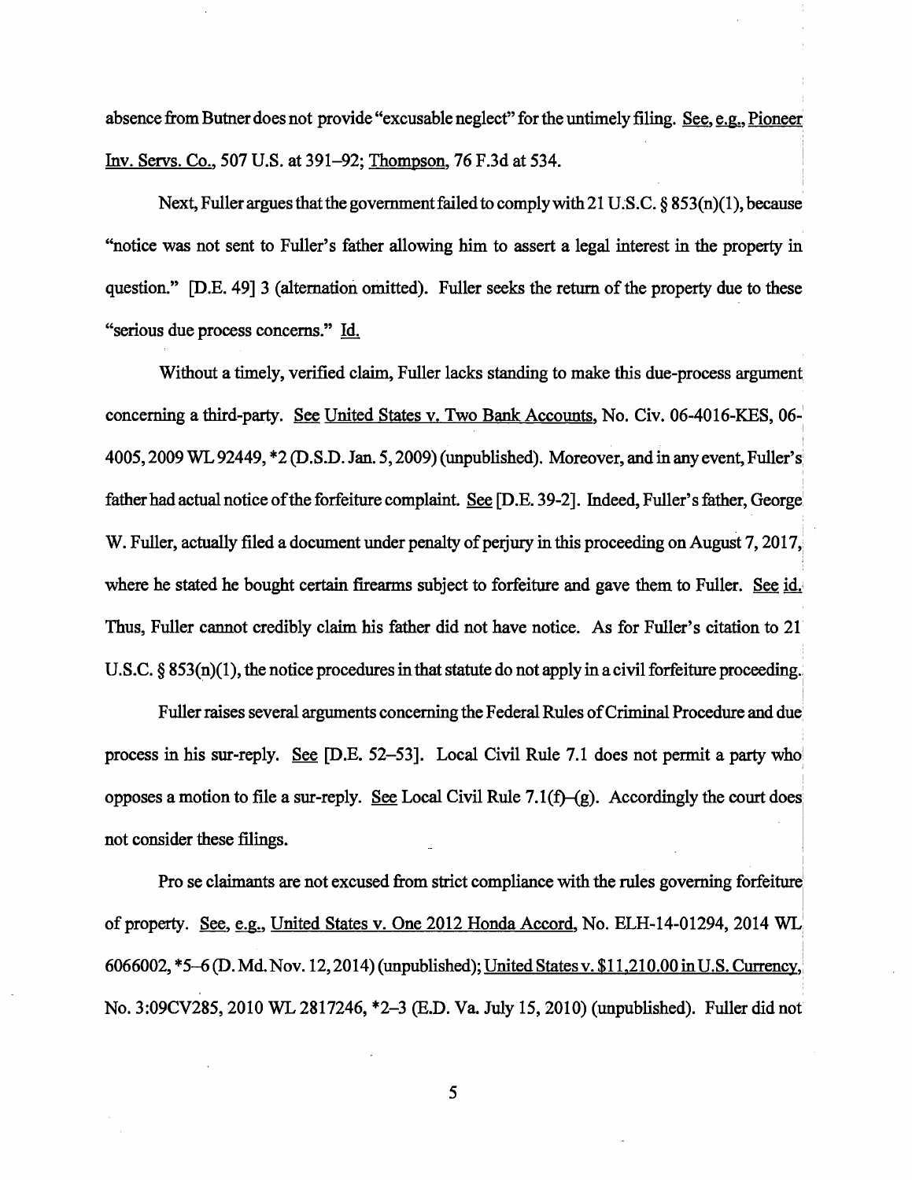absence from Butner does not provide "excusable neglect" for the untimely filing. See, e.g., Pioneer Inv. Servs. Co., 507 U.S. at 391–92; Thompson, 76 F.3d at 534.

Next, Fuller argues that the government failed to comply with 21 U.S.C. § 853(n)(1), because "notice was not sent to Fuller's father allowing him to assert a legal interest in the property in question." [D.E. 49] 3 (alternation omitted). Fuller seeks the return of the property due to these "serious due process concerns." Id.

Without a timely, verified claim, Fuller lacks standing to make this due-process argument concerning a third-party. See United States v. Two Bank Accounts, No. Civ. 06-4016-KES, 06-4005, 2009 WL 92449, *2 (D.S.D. Jan. 5, 2009) (unpublished). Moreover, and in any event, Fuller's father had actual notice of the forfeiture complaint. See [D.E. 39-2]. Indeed, Fuller's father, George W. Fuller, actually filed a document under penalty of perjury in this proceeding on August 7, 2017, where he stated he bought certain firearms subject to forfeiture and gave them to Fuller. See id. Thus, Fuller cannot credibly claim his father did not have notice. As for Fuller's citation to 21 U.S.C. § 853(n)(1), the notice procedures in that statute do not apply in a civil forfeiture proceeding.

Fuller raises several arguments concerning the Federal Rules of Criminal Procedure and due process in his sur-reply. See [D.E. 52–53]. Local Civil Rule 7.1 does not permit a party who opposes a motion to file a sur-reply. See Local Civil Rule 7.1(f)–(g). Accordingly the court does not consider these filings.

Pro se claimants are not excused from strict compliance with the rules governing forfeiture of property. See, e.g., United States v. One 2012 Honda Accord, No. ELH-14-01294, 2014 WL 6066002, *5–6 (D. Md. Nov. 12, 2014) (unpublished); United States v. $11,210.00 in U.S. Currency, No. 3:09CV285, 2010 WL 2817246, *2–3 (E.D. Va. July 15, 2010) (unpublished). Fuller did not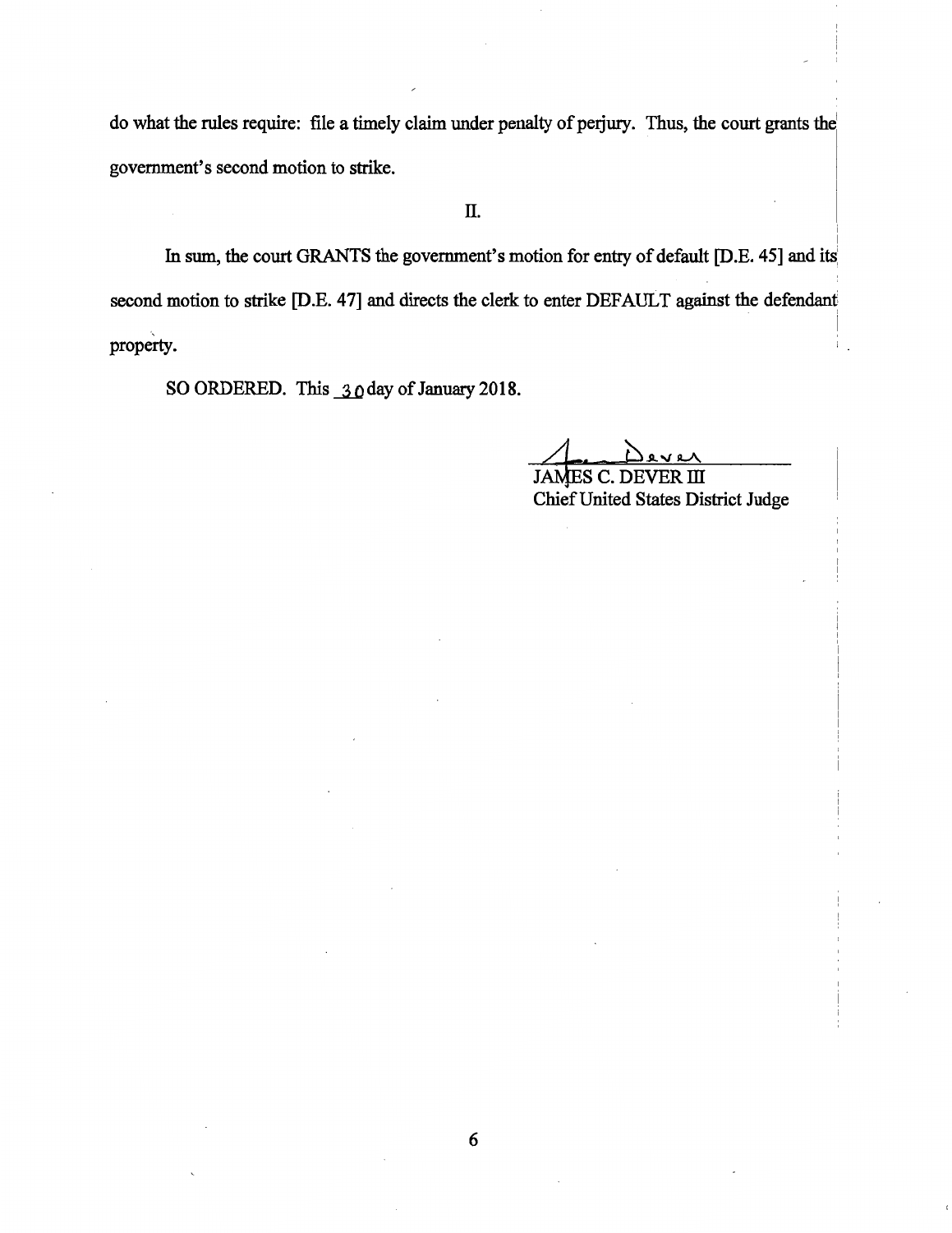do what the rules require: file a timely claim under penalty of perjury. Thus, the court grants the government's second motion to strike.

II.

In sum, the court GRANTS the government's motion for entry of default [D.E. 45] and its second motion to strike [D.E. 47] and directs the clerk to enter DEFAULT against the defendant property.

SO ORDERED. This 30 day of January 2018.

JAMES C. DEVER III
Chief United States District Judge